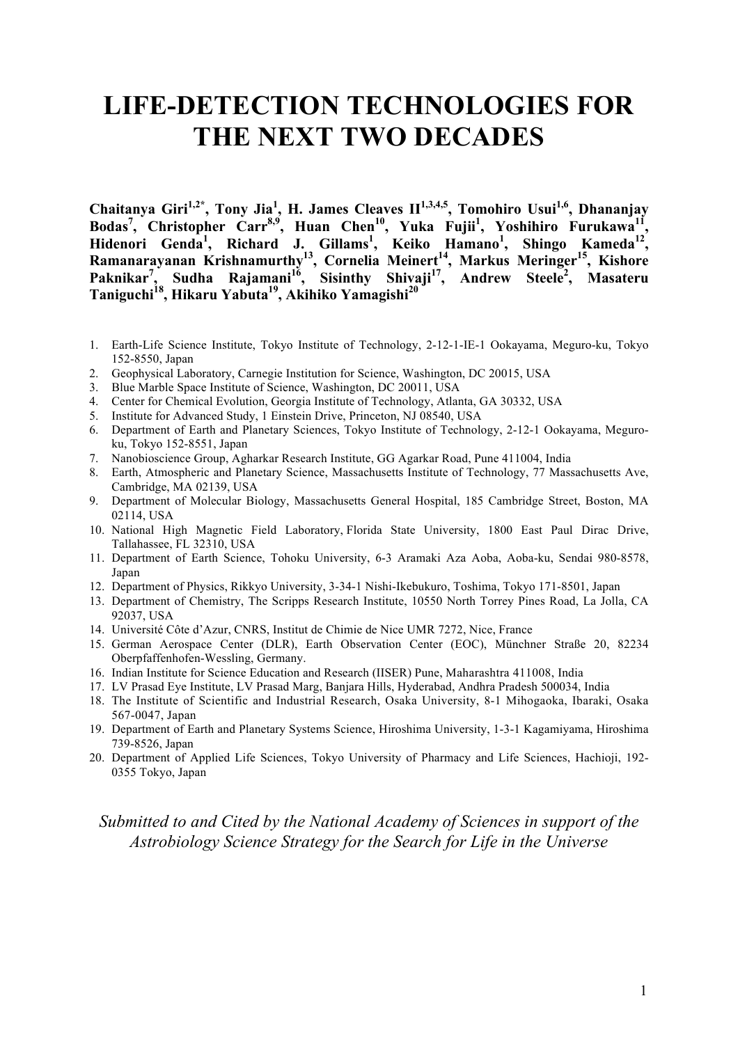# LIFE-DETECTION TECHNOLOGIES FOR THE NEXT TWO DECADES

**Chaitanya Giri[1,2*], Tony Jia[1], H. James Cleaves II[1,3,4,5], Tomohiro Usui[1,6], Dhananjay Bodas[7], Christopher Carr[8,9], Huan Chen[10], Yuka Fujii[1], Yoshihiro Furukawa[11], Hidenori Genda[1], Richard J. Gillams[1], Keiko Hamano[1], Shingo Kameda[12], Ramanarayanan Krishnamurthy[13], Cornelia Meinert[14], Markus Meringer[15], Kishore Paknikar[7], Sudha Rajamani[16], Sisinthy Shivaji[17], Andrew Steele[2], Masateru Taniguchi[18], Hikaru Yabuta[19], Akihiko Yamagishi[20]**

1. Earth-Life Science Institute, Tokyo Institute of Technology, 2-12-1-IE-1 Ookayama, Meguro-ku, Tokyo 152-8550, Japan
2. Geophysical Laboratory, Carnegie Institution for Science, Washington, DC 20015, USA
3. Blue Marble Space Institute of Science, Washington, DC 20011, USA
4. Center for Chemical Evolution, Georgia Institute of Technology, Atlanta, GA 30332, USA
5. Institute for Advanced Study, 1 Einstein Drive, Princeton, NJ 08540, USA
6. Department of Earth and Planetary Sciences, Tokyo Institute of Technology, 2-12-1 Ookayama, Meguro-ku, Tokyo 152-8551, Japan
7. Nanobioscience Group, Agharkar Research Institute, GG Agarkar Road, Pune 411004, India
8. Earth, Atmospheric and Planetary Science, Massachusetts Institute of Technology, 77 Massachusetts Ave, Cambridge, MA 02139, USA
9. Department of Molecular Biology, Massachusetts General Hospital, 185 Cambridge Street, Boston, MA 02114, USA
10. National High Magnetic Field Laboratory, Florida State University, 1800 East Paul Dirac Drive, Tallahassee, FL 32310, USA
11. Department of Earth Science, Tohoku University, 6-3 Aramaki Aza Aoba, Aoba-ku, Sendai 980-8578, Japan
12. Department of Physics, Rikkyo University, 3-34-1 Nishi-Ikebukuro, Toshima, Tokyo 171-8501, Japan
13. Department of Chemistry, The Scripps Research Institute, 10550 North Torrey Pines Road, La Jolla, CA 92037, USA
14. Université Côte d'Azur, CNRS, Institut de Chimie de Nice UMR 7272, Nice, France
15. German Aerospace Center (DLR), Earth Observation Center (EOC), Münchner Straße 20, 82234 Oberpfaffenhofen-Wessling, Germany.
16. Indian Institute for Science Education and Research (IISER) Pune, Maharashtra 411008, India
17. LV Prasad Eye Institute, LV Prasad Marg, Banjara Hills, Hyderabad, Andhra Pradesh 500034, India
18. The Institute of Scientific and Industrial Research, Osaka University, 8-1 Mihogaoka, Ibaraki, Osaka 567-0047, Japan
19. Department of Earth and Planetary Systems Science, Hiroshima University, 1-3-1 Kagamiyama, Hiroshima 739-8526, Japan
20. Department of Applied Life Sciences, Tokyo University of Pharmacy and Life Sciences, Hachioji, 192-0355 Tokyo, Japan

*Submitted to and Cited by the National Academy of Sciences in support of the Astrobiology Science Strategy for the Search for Life in the Universe*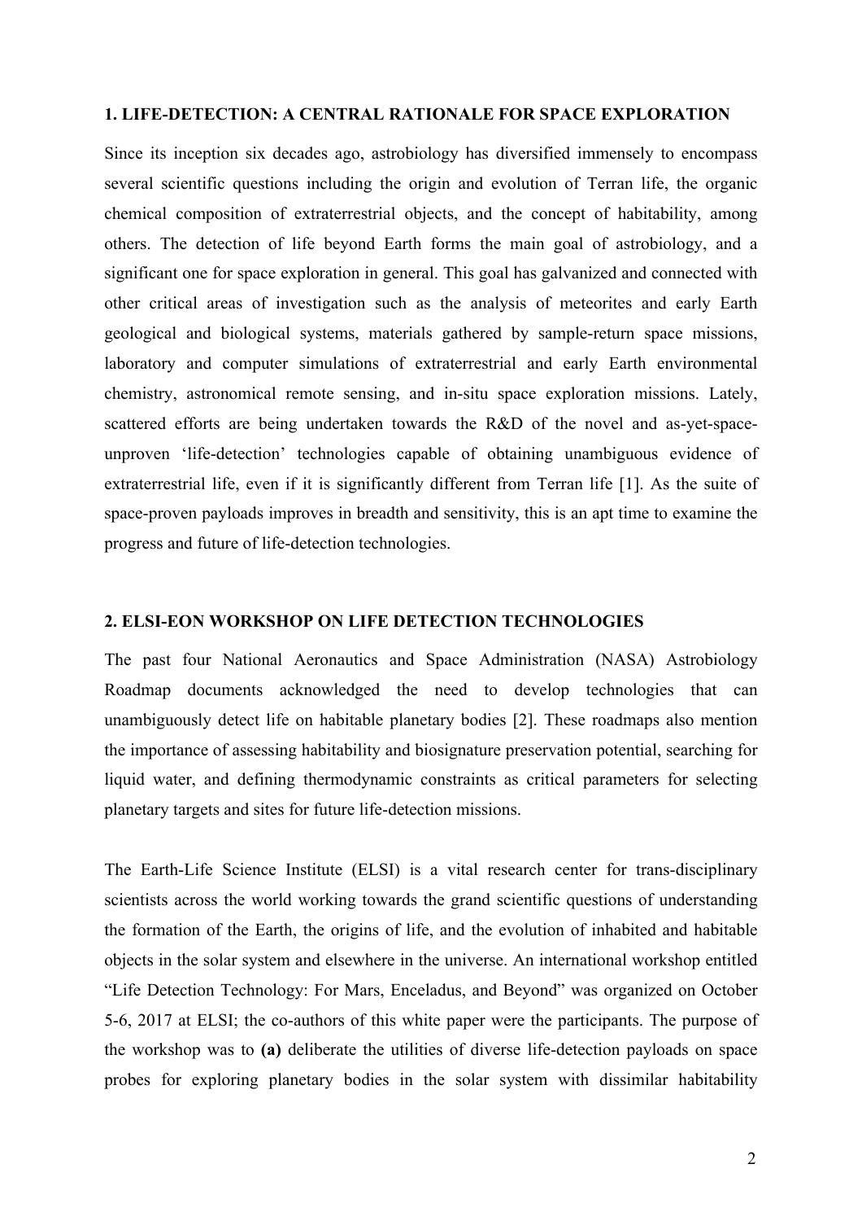## 1. LIFE-DETECTION: A CENTRAL RATIONALE FOR SPACE EXPLORATION

Since its inception six decades ago, astrobiology has diversified immensely to encompass several scientific questions including the origin and evolution of Terran life, the organic chemical composition of extraterrestrial objects, and the concept of habitability, among others. The detection of life beyond Earth forms the main goal of astrobiology, and a significant one for space exploration in general. This goal has galvanized and connected with other critical areas of investigation such as the analysis of meteorites and early Earth geological and biological systems, materials gathered by sample-return space missions, laboratory and computer simulations of extraterrestrial and early Earth environmental chemistry, astronomical remote sensing, and in-situ space exploration missions. Lately, scattered efforts are being undertaken towards the R&D of the novel and as-yet-space-unproven 'life-detection' technologies capable of obtaining unambiguous evidence of extraterrestrial life, even if it is significantly different from Terran life [1]. As the suite of space-proven payloads improves in breadth and sensitivity, this is an apt time to examine the progress and future of life-detection technologies.

## 2. ELSI-EON WORKSHOP ON LIFE DETECTION TECHNOLOGIES

The past four National Aeronautics and Space Administration (NASA) Astrobiology Roadmap documents acknowledged the need to develop technologies that can unambiguously detect life on habitable planetary bodies [2]. These roadmaps also mention the importance of assessing habitability and biosignature preservation potential, searching for liquid water, and defining thermodynamic constraints as critical parameters for selecting planetary targets and sites for future life-detection missions.

The Earth-Life Science Institute (ELSI) is a vital research center for trans-disciplinary scientists across the world working towards the grand scientific questions of understanding the formation of the Earth, the origins of life, and the evolution of inhabited and habitable objects in the solar system and elsewhere in the universe. An international workshop entitled "Life Detection Technology: For Mars, Enceladus, and Beyond" was organized on October 5-6, 2017 at ELSI; the co-authors of this white paper were the participants. The purpose of the workshop was to **(a)** deliberate the utilities of diverse life-detection payloads on space probes for exploring planetary bodies in the solar system with dissimilar habitability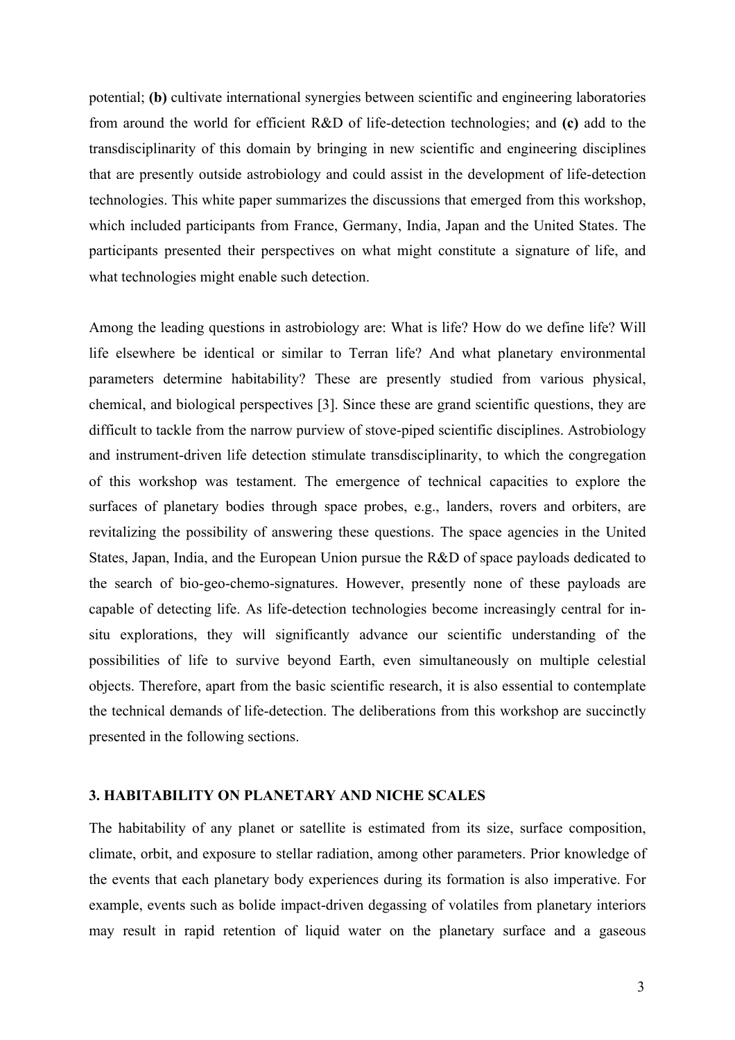potential; **(b)** cultivate international synergies between scientific and engineering laboratories from around the world for efficient R&D of life-detection technologies; and **(c)** add to the transdisciplinarity of this domain by bringing in new scientific and engineering disciplines that are presently outside astrobiology and could assist in the development of life-detection technologies. This white paper summarizes the discussions that emerged from this workshop, which included participants from France, Germany, India, Japan and the United States. The participants presented their perspectives on what might constitute a signature of life, and what technologies might enable such detection.

Among the leading questions in astrobiology are: What is life? How do we define life? Will life elsewhere be identical or similar to Terran life? And what planetary environmental parameters determine habitability? These are presently studied from various physical, chemical, and biological perspectives [3]. Since these are grand scientific questions, they are difficult to tackle from the narrow purview of stove-piped scientific disciplines. Astrobiology and instrument-driven life detection stimulate transdisciplinarity, to which the congregation of this workshop was testament. The emergence of technical capacities to explore the surfaces of planetary bodies through space probes, e.g., landers, rovers and orbiters, are revitalizing the possibility of answering these questions. The space agencies in the United States, Japan, India, and the European Union pursue the R&D of space payloads dedicated to the search of bio-geo-chemo-signatures. However, presently none of these payloads are capable of detecting life. As life-detection technologies become increasingly central for in-situ explorations, they will significantly advance our scientific understanding of the possibilities of life to survive beyond Earth, even simultaneously on multiple celestial objects. Therefore, apart from the basic scientific research, it is also essential to contemplate the technical demands of life-detection. The deliberations from this workshop are succinctly presented in the following sections.

## 3. HABITABILITY ON PLANETARY AND NICHE SCALES

The habitability of any planet or satellite is estimated from its size, surface composition, climate, orbit, and exposure to stellar radiation, among other parameters. Prior knowledge of the events that each planetary body experiences during its formation is also imperative. For example, events such as bolide impact-driven degassing of volatiles from planetary interiors may result in rapid retention of liquid water on the planetary surface and a gaseous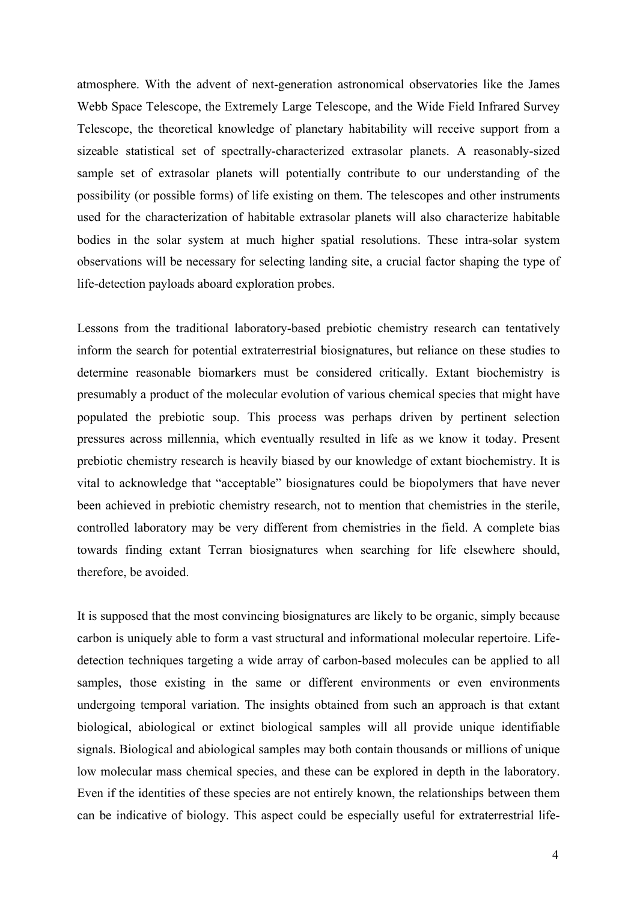atmosphere. With the advent of next-generation astronomical observatories like the James Webb Space Telescope, the Extremely Large Telescope, and the Wide Field Infrared Survey Telescope, the theoretical knowledge of planetary habitability will receive support from a sizeable statistical set of spectrally-characterized extrasolar planets. A reasonably-sized sample set of extrasolar planets will potentially contribute to our understanding of the possibility (or possible forms) of life existing on them. The telescopes and other instruments used for the characterization of habitable extrasolar planets will also characterize habitable bodies in the solar system at much higher spatial resolutions. These intra-solar system observations will be necessary for selecting landing site, a crucial factor shaping the type of life-detection payloads aboard exploration probes.

Lessons from the traditional laboratory-based prebiotic chemistry research can tentatively inform the search for potential extraterrestrial biosignatures, but reliance on these studies to determine reasonable biomarkers must be considered critically. Extant biochemistry is presumably a product of the molecular evolution of various chemical species that might have populated the prebiotic soup. This process was perhaps driven by pertinent selection pressures across millennia, which eventually resulted in life as we know it today. Present prebiotic chemistry research is heavily biased by our knowledge of extant biochemistry. It is vital to acknowledge that "acceptable" biosignatures could be biopolymers that have never been achieved in prebiotic chemistry research, not to mention that chemistries in the sterile, controlled laboratory may be very different from chemistries in the field. A complete bias towards finding extant Terran biosignatures when searching for life elsewhere should, therefore, be avoided.

It is supposed that the most convincing biosignatures are likely to be organic, simply because carbon is uniquely able to form a vast structural and informational molecular repertoire. Life-detection techniques targeting a wide array of carbon-based molecules can be applied to all samples, those existing in the same or different environments or even environments undergoing temporal variation. The insights obtained from such an approach is that extant biological, abiological or extinct biological samples will all provide unique identifiable signals. Biological and abiological samples may both contain thousands or millions of unique low molecular mass chemical species, and these can be explored in depth in the laboratory. Even if the identities of these species are not entirely known, the relationships between them can be indicative of biology. This aspect could be especially useful for extraterrestrial life-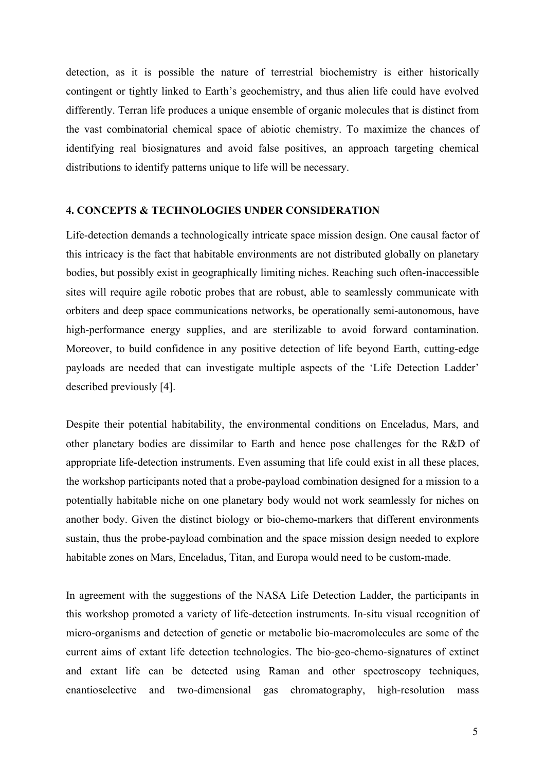detection, as it is possible the nature of terrestrial biochemistry is either historically contingent or tightly linked to Earth's geochemistry, and thus alien life could have evolved differently. Terran life produces a unique ensemble of organic molecules that is distinct from the vast combinatorial chemical space of abiotic chemistry. To maximize the chances of identifying real biosignatures and avoid false positives, an approach targeting chemical distributions to identify patterns unique to life will be necessary.

## 4. CONCEPTS & TECHNOLOGIES UNDER CONSIDERATION

Life-detection demands a technologically intricate space mission design. One causal factor of this intricacy is the fact that habitable environments are not distributed globally on planetary bodies, but possibly exist in geographically limiting niches. Reaching such often-inaccessible sites will require agile robotic probes that are robust, able to seamlessly communicate with orbiters and deep space communications networks, be operationally semi-autonomous, have high-performance energy supplies, and are sterilizable to avoid forward contamination. Moreover, to build confidence in any positive detection of life beyond Earth, cutting-edge payloads are needed that can investigate multiple aspects of the 'Life Detection Ladder' described previously [4].

Despite their potential habitability, the environmental conditions on Enceladus, Mars, and other planetary bodies are dissimilar to Earth and hence pose challenges for the R&D of appropriate life-detection instruments. Even assuming that life could exist in all these places, the workshop participants noted that a probe-payload combination designed for a mission to a potentially habitable niche on one planetary body would not work seamlessly for niches on another body. Given the distinct biology or bio-chemo-markers that different environments sustain, thus the probe-payload combination and the space mission design needed to explore habitable zones on Mars, Enceladus, Titan, and Europa would need to be custom-made.

In agreement with the suggestions of the NASA Life Detection Ladder, the participants in this workshop promoted a variety of life-detection instruments. In-situ visual recognition of micro-organisms and detection of genetic or metabolic bio-macromolecules are some of the current aims of extant life detection technologies. The bio-geo-chemo-signatures of extinct and extant life can be detected using Raman and other spectroscopy techniques, enantioselective and two-dimensional gas chromatography, high-resolution mass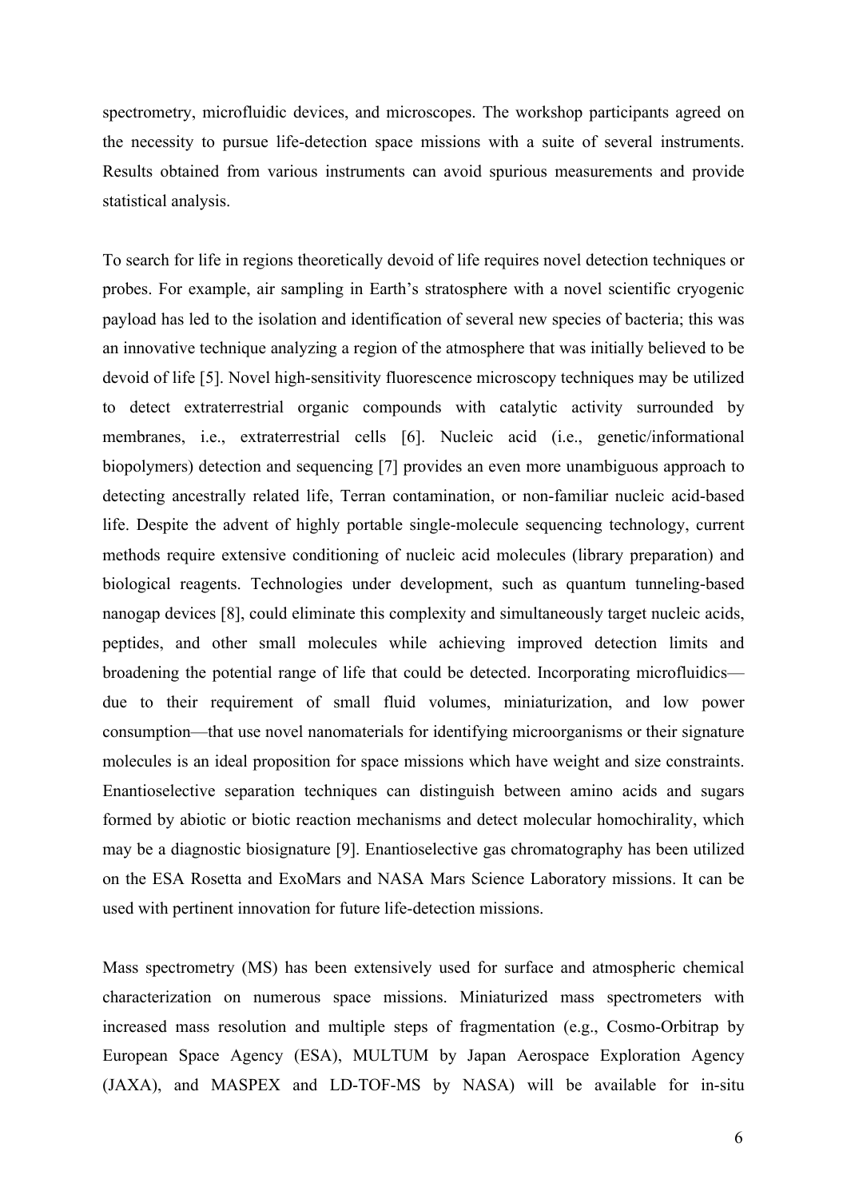spectrometry, microfluidic devices, and microscopes. The workshop participants agreed on the necessity to pursue life-detection space missions with a suite of several instruments. Results obtained from various instruments can avoid spurious measurements and provide statistical analysis.

To search for life in regions theoretically devoid of life requires novel detection techniques or probes. For example, air sampling in Earth's stratosphere with a novel scientific cryogenic payload has led to the isolation and identification of several new species of bacteria; this was an innovative technique analyzing a region of the atmosphere that was initially believed to be devoid of life [5]. Novel high-sensitivity fluorescence microscopy techniques may be utilized to detect extraterrestrial organic compounds with catalytic activity surrounded by membranes, i.e., extraterrestrial cells [6]. Nucleic acid (i.e., genetic/informational biopolymers) detection and sequencing [7] provides an even more unambiguous approach to detecting ancestrally related life, Terran contamination, or non-familiar nucleic acid-based life. Despite the advent of highly portable single-molecule sequencing technology, current methods require extensive conditioning of nucleic acid molecules (library preparation) and biological reagents. Technologies under development, such as quantum tunneling-based nanogap devices [8], could eliminate this complexity and simultaneously target nucleic acids, peptides, and other small molecules while achieving improved detection limits and broadening the potential range of life that could be detected. Incorporating microfluidics—due to their requirement of small fluid volumes, miniaturization, and low power consumption—that use novel nanomaterials for identifying microorganisms or their signature molecules is an ideal proposition for space missions which have weight and size constraints. Enantioselective separation techniques can distinguish between amino acids and sugars formed by abiotic or biotic reaction mechanisms and detect molecular homochirality, which may be a diagnostic biosignature [9]. Enantioselective gas chromatography has been utilized on the ESA Rosetta and ExoMars and NASA Mars Science Laboratory missions. It can be used with pertinent innovation for future life-detection missions.

Mass spectrometry (MS) has been extensively used for surface and atmospheric chemical characterization on numerous space missions. Miniaturized mass spectrometers with increased mass resolution and multiple steps of fragmentation (e.g., Cosmo-Orbitrap by European Space Agency (ESA), MULTUM by Japan Aerospace Exploration Agency (JAXA), and MASPEX and LD-TOF-MS by NASA) will be available for in-situ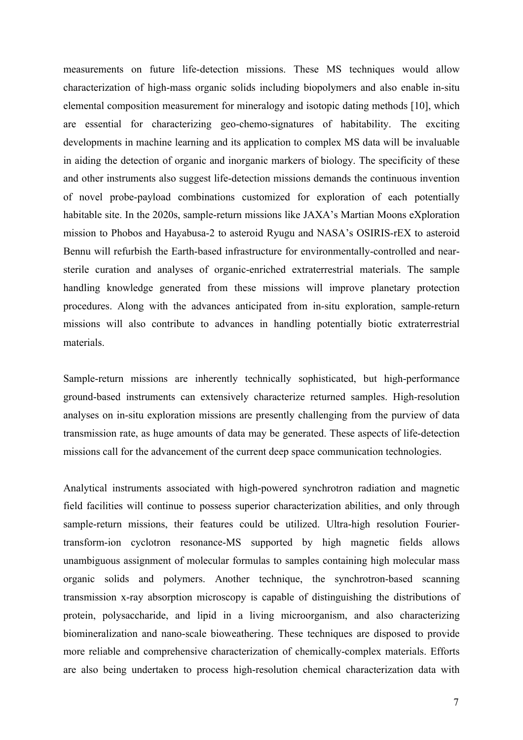measurements on future life-detection missions. These MS techniques would allow characterization of high-mass organic solids including biopolymers and also enable in-situ elemental composition measurement for mineralogy and isotopic dating methods [10], which are essential for characterizing geo-chemo-signatures of habitability. The exciting developments in machine learning and its application to complex MS data will be invaluable in aiding the detection of organic and inorganic markers of biology. The specificity of these and other instruments also suggest life-detection missions demands the continuous invention of novel probe-payload combinations customized for exploration of each potentially habitable site. In the 2020s, sample-return missions like JAXA's Martian Moons eXploration mission to Phobos and Hayabusa-2 to asteroid Ryugu and NASA's OSIRIS-rEX to asteroid Bennu will refurbish the Earth-based infrastructure for environmentally-controlled and near-sterile curation and analyses of organic-enriched extraterrestrial materials. The sample handling knowledge generated from these missions will improve planetary protection procedures. Along with the advances anticipated from in-situ exploration, sample-return missions will also contribute to advances in handling potentially biotic extraterrestrial materials.

Sample-return missions are inherently technically sophisticated, but high-performance ground-based instruments can extensively characterize returned samples. High-resolution analyses on in-situ exploration missions are presently challenging from the purview of data transmission rate, as huge amounts of data may be generated. These aspects of life-detection missions call for the advancement of the current deep space communication technologies.

Analytical instruments associated with high-powered synchrotron radiation and magnetic field facilities will continue to possess superior characterization abilities, and only through sample-return missions, their features could be utilized. Ultra-high resolution Fourier-transform-ion cyclotron resonance-MS supported by high magnetic fields allows unambiguous assignment of molecular formulas to samples containing high molecular mass organic solids and polymers. Another technique, the synchrotron-based scanning transmission x-ray absorption microscopy is capable of distinguishing the distributions of protein, polysaccharide, and lipid in a living microorganism, and also characterizing biomineralization and nano-scale bioweathering. These techniques are disposed to provide more reliable and comprehensive characterization of chemically-complex materials. Efforts are also being undertaken to process high-resolution chemical characterization data with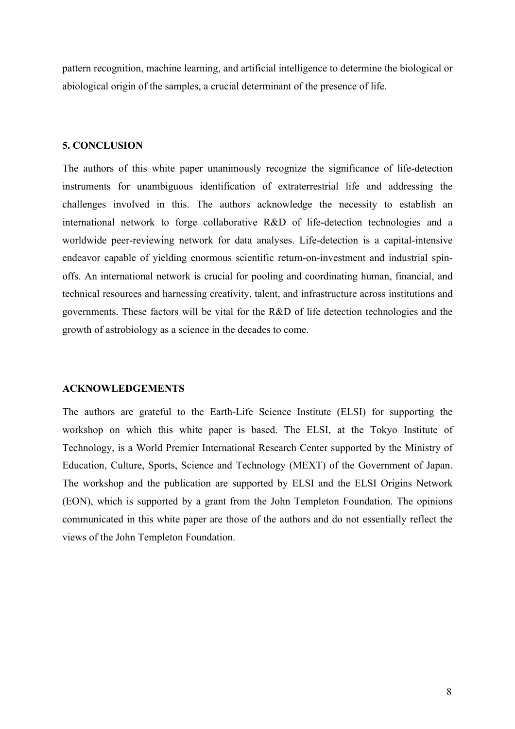pattern recognition, machine learning, and artificial intelligence to determine the biological or abiological origin of the samples, a crucial determinant of the presence of life.

## 5. CONCLUSION

The authors of this white paper unanimously recognize the significance of life-detection instruments for unambiguous identification of extraterrestrial life and addressing the challenges involved in this. The authors acknowledge the necessity to establish an international network to forge collaborative R&D of life-detection technologies and a worldwide peer-reviewing network for data analyses. Life-detection is a capital-intensive endeavor capable of yielding enormous scientific return-on-investment and industrial spin-offs. An international network is crucial for pooling and coordinating human, financial, and technical resources and harnessing creativity, talent, and infrastructure across institutions and governments. These factors will be vital for the R&D of life detection technologies and the growth of astrobiology as a science in the decades to come.

## ACKNOWLEDGEMENTS

The authors are grateful to the Earth-Life Science Institute (ELSI) for supporting the workshop on which this white paper is based. The ELSI, at the Tokyo Institute of Technology, is a World Premier International Research Center supported by the Ministry of Education, Culture, Sports, Science and Technology (MEXT) of the Government of Japan. The workshop and the publication are supported by ELSI and the ELSI Origins Network (EON), which is supported by a grant from the John Templeton Foundation. The opinions communicated in this white paper are those of the authors and do not essentially reflect the views of the John Templeton Foundation.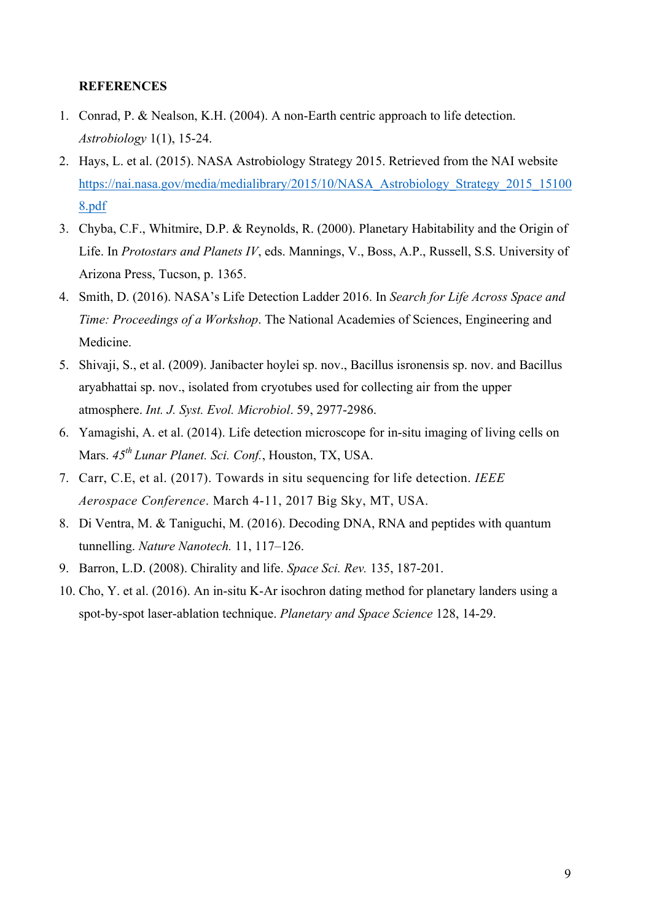**REFERENCES**

1. Conrad, P. & Nealson, K.H. (2004). A non-Earth centric approach to life detection. *Astrobiology* 1(1), 15-24.
2. Hays, L. et al. (2015). NASA Astrobiology Strategy 2015. Retrieved from the NAI website https://nai.nasa.gov/media/medialibrary/2015/10/NASA_Astrobiology_Strategy_2015_151008.pdf
3. Chyba, C.F., Whitmire, D.P. & Reynolds, R. (2000). Planetary Habitability and the Origin of Life. In *Protostars and Planets IV*, eds. Mannings, V., Boss, A.P., Russell, S.S. University of Arizona Press, Tucson, p. 1365.
4. Smith, D. (2016). NASA's Life Detection Ladder 2016. In *Search for Life Across Space and Time: Proceedings of a Workshop*. The National Academies of Sciences, Engineering and Medicine.
5. Shivaji, S., et al. (2009). Janibacter hoylei sp. nov., Bacillus isronensis sp. nov. and Bacillus aryabhattai sp. nov., isolated from cryotubes used for collecting air from the upper atmosphere. *Int. J. Syst. Evol. Microbiol*. 59, 2977-2986.
6. Yamagishi, A. et al. (2014). Life detection microscope for in-situ imaging of living cells on Mars. *45th Lunar Planet. Sci. Conf.*, Houston, TX, USA.
7. Carr, C.E, et al. (2017). Towards in situ sequencing for life detection. *IEEE Aerospace Conference*. March 4-11, 2017 Big Sky, MT, USA.
8. Di Ventra, M. & Taniguchi, M. (2016). Decoding DNA, RNA and peptides with quantum tunnelling. *Nature Nanotech.* 11, 117–126.
9. Barron, L.D. (2008). Chirality and life. *Space Sci. Rev.* 135, 187-201.
10. Cho, Y. et al. (2016). An in-situ K-Ar isochron dating method for planetary landers using a spot-by-spot laser-ablation technique. *Planetary and Space Science* 128, 14-29.